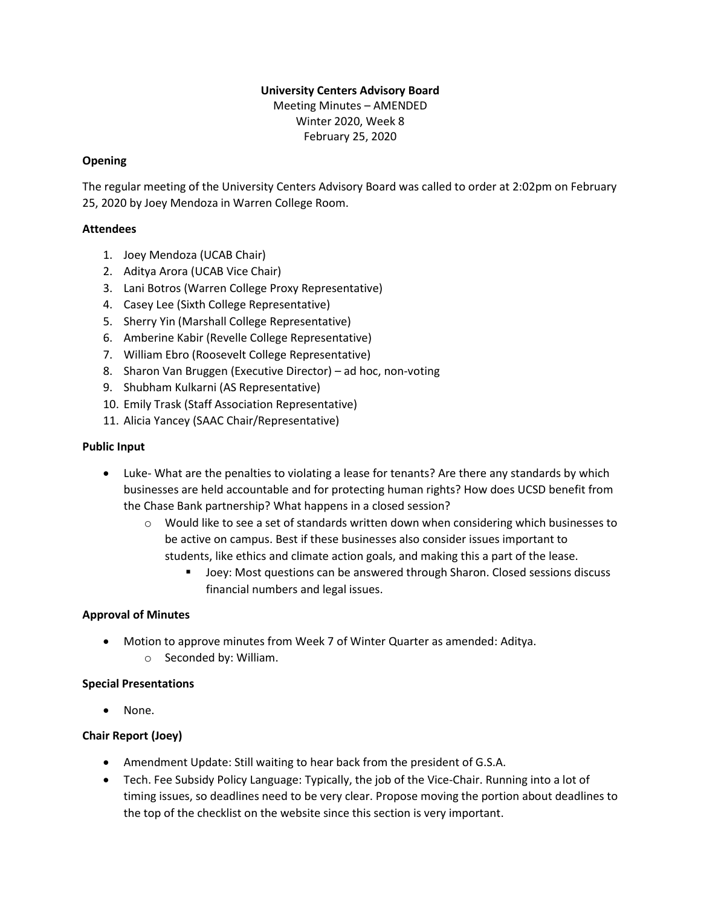**University Centers Advisory Board**

Meeting Minutes – AMENDED

Winter 2020, Week 8

February 25, 2020

**Opening**

The regular meeting of the University Centers Advisory Board was called to order at 2:02pm on February 25, 2020 by Joey Mendoza in Warren College Room.

**Attendees**

1. Joey Mendoza (UCAB Chair)
2. Aditya Arora (UCAB Vice Chair)
3. Lani Botros (Warren College Proxy Representative)
4. Casey Lee (Sixth College Representative)
5. Sherry Yin (Marshall College Representative)
6. Amberine Kabir (Revelle College Representative)
7. William Ebro (Roosevelt College Representative)
8. Sharon Van Bruggen (Executive Director) – ad hoc, non-voting
9. Shubham Kulkarni (AS Representative)
10. Emily Trask (Staff Association Representative)
11. Alicia Yancey (SAAC Chair/Representative)

**Public Input**

- Luke- What are the penalties to violating a lease for tenants? Are there any standards by which businesses are held accountable and for protecting human rights? How does UCSD benefit from the Chase Bank partnership? What happens in a closed session?
    - Would like to see a set of standards written down when considering which businesses to be active on campus. Best if these businesses also consider issues important to students, like ethics and climate action goals, and making this a part of the lease.
        - Joey: Most questions can be answered through Sharon. Closed sessions discuss financial numbers and legal issues.

**Approval of Minutes**

- Motion to approve minutes from Week 7 of Winter Quarter as amended: Aditya.
    - Seconded by: William.

**Special Presentations**

- None.

**Chair Report (Joey)**

- Amendment Update: Still waiting to hear back from the president of G.S.A.
- Tech. Fee Subsidy Policy Language: Typically, the job of the Vice-Chair. Running into a lot of timing issues, so deadlines need to be very clear. Propose moving the portion about deadlines to the top of the checklist on the website since this section is very important.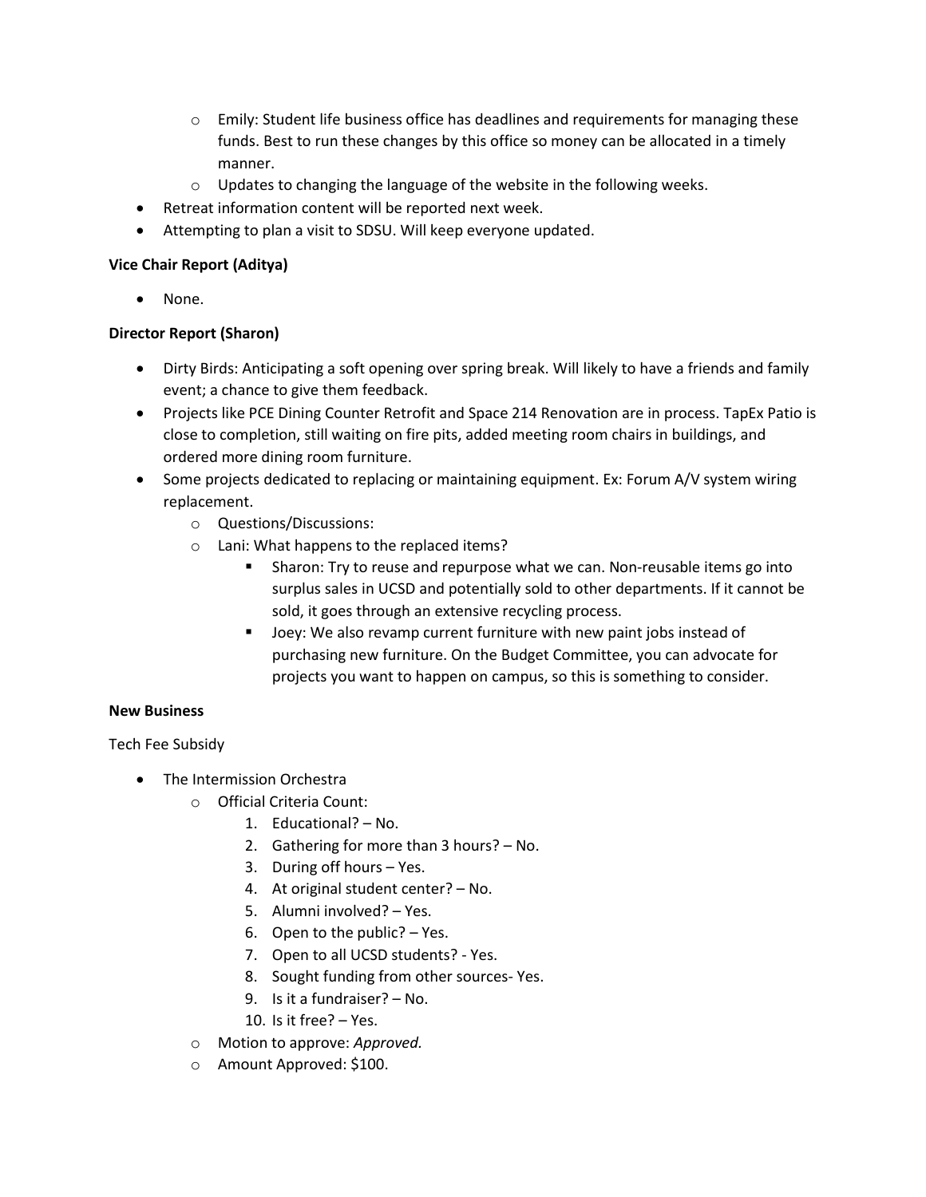- Emily: Student life business office has deadlines and requirements for managing these funds. Best to run these changes by this office so money can be allocated in a timely manner.
  - Updates to changing the language of the website in the following weeks.
- Retreat information content will be reported next week.
- Attempting to plan a visit to SDSU. Will keep everyone updated.

**Vice Chair Report (Aditya)**

- None.

**Director Report (Sharon)**

- Dirty Birds: Anticipating a soft opening over spring break. Will likely to have a friends and family event; a chance to give them feedback.
- Projects like PCE Dining Counter Retrofit and Space 214 Renovation are in process. TapEx Patio is close to completion, still waiting on fire pits, added meeting room chairs in buildings, and ordered more dining room furniture.
- Some projects dedicated to replacing or maintaining equipment. Ex: Forum A/V system wiring replacement.
  - Questions/Discussions:
  - Lani: What happens to the replaced items?
    - Sharon: Try to reuse and repurpose what we can. Non-reusable items go into surplus sales in UCSD and potentially sold to other departments. If it cannot be sold, it goes through an extensive recycling process.
    - Joey: We also revamp current furniture with new paint jobs instead of purchasing new furniture. On the Budget Committee, you can advocate for projects you want to happen on campus, so this is something to consider.

**New Business**

Tech Fee Subsidy

- The Intermission Orchestra
  - Official Criteria Count:
    1. Educational? – No.
    2. Gathering for more than 3 hours? – No.
    3. During off hours – Yes.
    4. At original student center? – No.
    5. Alumni involved? – Yes.
    6. Open to the public? – Yes.
    7. Open to all UCSD students? - Yes.
    8. Sought funding from other sources- Yes.
    9. Is it a fundraiser? – No.
    10. Is it free? – Yes.
  - Motion to approve: *Approved.*
  - Amount Approved: $100.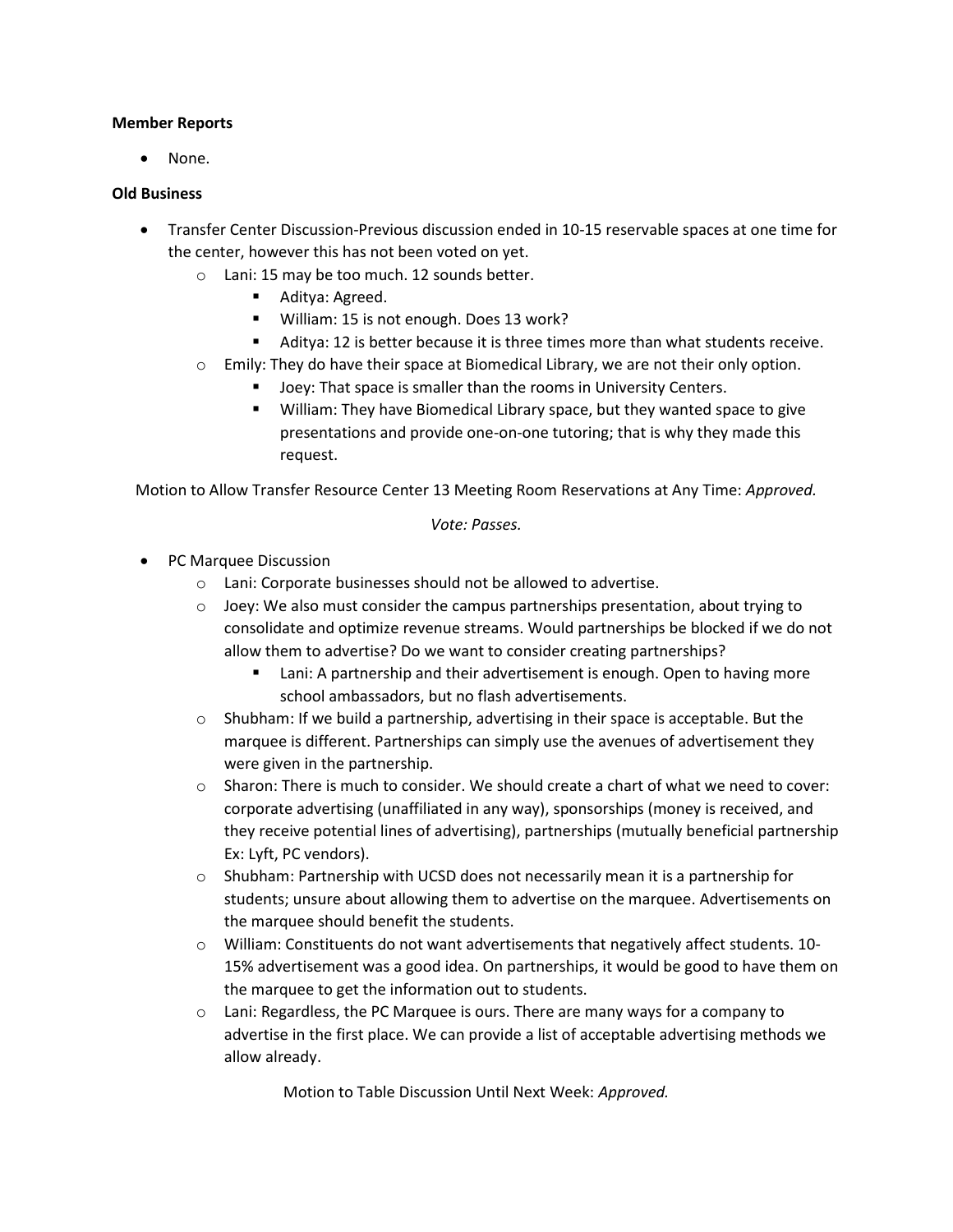**Member Reports**

- None.

**Old Business**

- Transfer Center Discussion-Previous discussion ended in 10-15 reservable spaces at one time for the center, however this has not been voted on yet.
    - Lani: 15 may be too much. 12 sounds better.
        - Aditya: Agreed.
        - William: 15 is not enough. Does 13 work?
        - Aditya: 12 is better because it is three times more than what students receive.
    - Emily: They do have their space at Biomedical Library, we are not their only option.
        - Joey: That space is smaller than the rooms in University Centers.
        - William: They have Biomedical Library space, but they wanted space to give presentations and provide one-on-one tutoring; that is why they made this request.

Motion to Allow Transfer Resource Center 13 Meeting Room Reservations at Any Time: *Approved.*

*Vote: Passes.*

- PC Marquee Discussion
    - Lani: Corporate businesses should not be allowed to advertise.
    - Joey: We also must consider the campus partnerships presentation, about trying to consolidate and optimize revenue streams. Would partnerships be blocked if we do not allow them to advertise? Do we want to consider creating partnerships?
        - Lani: A partnership and their advertisement is enough. Open to having more school ambassadors, but no flash advertisements.
    - Shubham: If we build a partnership, advertising in their space is acceptable. But the marquee is different. Partnerships can simply use the avenues of advertisement they were given in the partnership.
    - Sharon: There is much to consider. We should create a chart of what we need to cover: corporate advertising (unaffiliated in any way), sponsorships (money is received, and they receive potential lines of advertising), partnerships (mutually beneficial partnership Ex: Lyft, PC vendors).
    - Shubham: Partnership with UCSD does not necessarily mean it is a partnership for students; unsure about allowing them to advertise on the marquee. Advertisements on the marquee should benefit the students.
    - William: Constituents do not want advertisements that negatively affect students. 10-15% advertisement was a good idea. On partnerships, it would be good to have them on the marquee to get the information out to students.
    - Lani: Regardless, the PC Marquee is ours. There are many ways for a company to advertise in the first place. We can provide a list of acceptable advertising methods we allow already.

Motion to Table Discussion Until Next Week: *Approved.*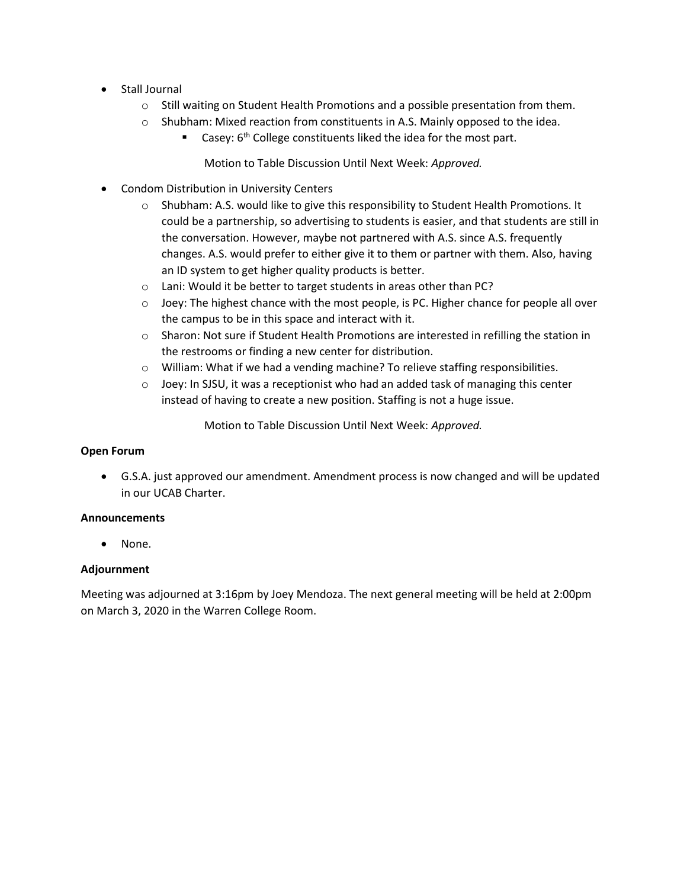- Stall Journal
  - Still waiting on Student Health Promotions and a possible presentation from them.
  - Shubham: Mixed reaction from constituents in A.S. Mainly opposed to the idea.
    - Casey: 6th College constituents liked the idea for the most part.

Motion to Table Discussion Until Next Week: *Approved.*

- Condom Distribution in University Centers
  - Shubham: A.S. would like to give this responsibility to Student Health Promotions. It could be a partnership, so advertising to students is easier, and that students are still in the conversation. However, maybe not partnered with A.S. since A.S. frequently changes. A.S. would prefer to either give it to them or partner with them. Also, having an ID system to get higher quality products is better.
  - Lani: Would it be better to target students in areas other than PC?
  - Joey: The highest chance with the most people, is PC. Higher chance for people all over the campus to be in this space and interact with it.
  - Sharon: Not sure if Student Health Promotions are interested in refilling the station in the restrooms or finding a new center for distribution.
  - William: What if we had a vending machine? To relieve staffing responsibilities.
  - Joey: In SJSU, it was a receptionist who had an added task of managing this center instead of having to create a new position. Staffing is not a huge issue.

Motion to Table Discussion Until Next Week: *Approved.*

**Open Forum**

- G.S.A. just approved our amendment. Amendment process is now changed and will be updated in our UCAB Charter.

**Announcements**

- None.

**Adjournment**

Meeting was adjourned at 3:16pm by Joey Mendoza. The next general meeting will be held at 2:00pm on March 3, 2020 in the Warren College Room.